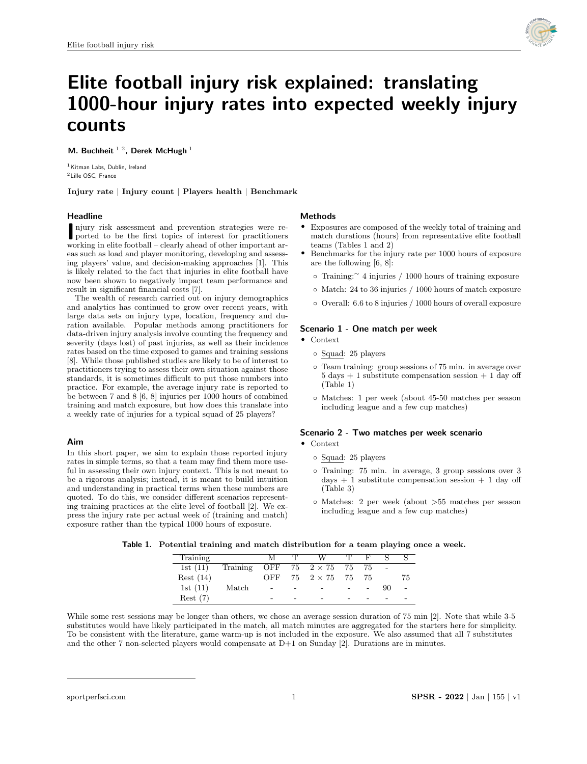# Elite football injury risk explained: translating 1000-hour injury rates into expected weekly injury counts

**M. Buchheit** [1, 2], **Derek McHugh** [1]

[1]Kitman Labs, Dublin, Ireland
[2]Lille OSC, France

**Injury rate | Injury count | Players health | Benchmark**

## Headline

Injury risk assessment and prevention strategies were reported to be the first topics of interest for practitioners working in elite football – clearly ahead of other important areas such as load and player monitoring, developing and assessing players' value, and decision-making approaches [1]. This is likely related to the fact that injuries in elite football have now been shown to negatively impact team performance and result in significant financial costs [7].

The wealth of research carried out on injury demographics and analytics has continued to grow over recent years, with large data sets on injury type, location, frequency and duration available. Popular methods among practitioners for data-driven injury analysis involve counting the frequency and severity (days lost) of past injuries, as well as their incidence rates based on the time exposed to games and training sessions [8]. While those published studies are likely to be of interest to practitioners trying to assess their own situation against those standards, it is sometimes difficult to put those numbers into practice. For example, the average injury rate is reported to be between 7 and 8 [6, 8] injuries per 1000 hours of combined training and match exposure, but how does this translate into a weekly rate of injuries for a typical squad of 25 players?

## Aim

In this short paper, we aim to explain those reported injury rates in simple terms, so that a team may find them more useful in assessing their own injury context. This is not meant to be a rigorous analysis; instead, it is meant to build intuition and understanding in practical terms when these numbers are quoted. To do this, we consider different scenarios representing training practices at the elite level of football [2]. We express the injury rate per actual week of (training and match) exposure rather than the typical 1000 hours of exposure.

## Methods

- Exposures are composed of the weekly total of training and match durations (hours) from representative elite football teams (Tables 1 and 2)
- Benchmarks for the injury rate per 1000 hours of exposure are the following [6, 8]:
  - Training:~ 4 injuries / 1000 hours of training exposure
  - Match: 24 to 36 injuries / 1000 hours of match exposure
  - Overall: 6.6 to 8 injuries / 1000 hours of overall exposure

## Scenario 1 - One match per week

- Context
  - Squad: 25 players
  - Team training: group sessions of 75 min. in average over 5 days + 1 substitute compensation session + 1 day off (Table 1)
  - Matches: 1 per week (about 45-50 matches per season including league and a few cup matches)

## Scenario 2 - Two matches per week scenario

- Context
  - Squad: 25 players
  - Training: 75 min. in average, 3 group sessions over 3 days + 1 substitute compensation session + 1 day off (Table 3)
  - Matches: 2 per week (about >55 matches per season including league and a few cup matches)

**Table 1. Potential training and match distribution for a team playing once a week.**

| Training | | M | T | W | T | F | S | S |
|---|---|---|---|---|---|---|---|---|
| 1st (11) | Training | OFF | 75 | 2 × 75 | 75 | 75 | - | |
| Rest (14) | | OFF | 75 | 2 × 75 | 75 | 75 | | 75 |
| 1st (11) | Match | - | - | - | - | - | 90 | - |
| Rest (7) | | - | - | - | - | - | - | - |

While some rest sessions may be longer than others, we chose an average session duration of 75 min [2]. Note that while 3-5 substitutes would have likely participated in the match, all match minutes are aggregated for the starters here for simplicity. To be consistent with the literature, game warm-up is not included in the exposure. We also assumed that all 7 substitutes and the other 7 non-selected players would compensate at D+1 on Sunday [2]. Durations are in minutes.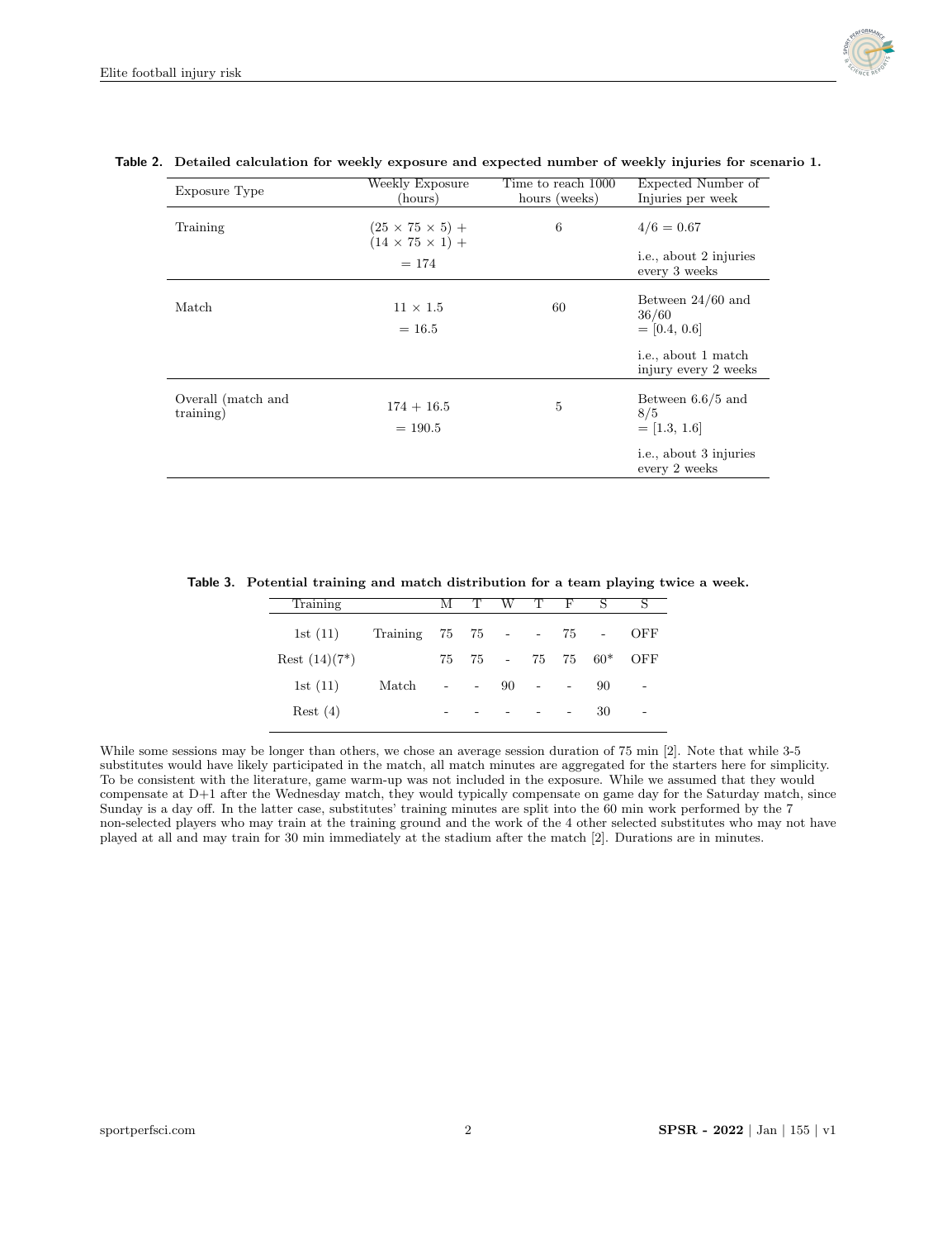**Table 2. Detailed calculation for weekly exposure and expected number of weekly injuries for scenario 1.**

| Exposure Type | Weekly Exposure (hours) | Time to reach 1000 hours (weeks) | Expected Number of Injuries per week |
|---|---|---|---|
| Training | $(25 \times 75 \times 5)$ + $(14 \times 75 \times 1)$ + = 174 | 6 | $4/6 = 0.67$ i.e., about 2 injuries every 3 weeks |
| Match | $11 \times 1.5$ = 16.5 | 60 | Between 24/60 and 36/60 = [0.4, 0.6] i.e., about 1 match injury every 2 weeks |
| Overall (match and training) | 174 + 16.5 = 190.5 | 5 | Between 6.6/5 and 8/5 = [1.3, 1.6] i.e., about 3 injuries every 2 weeks |

**Table 3. Potential training and match distribution for a team playing twice a week.**

| Training | | M | T | W | T | F | S | S |
|---|---|---|---|---|---|---|---|---|
| 1st (11) | Training | 75 | 75 | - | - | 75 | - | OFF |
| Rest (14)(7*) | | 75 | 75 | - | 75 | 75 | 60* | OFF |
| 1st (11) | Match | - | - | 90 | - | - | 90 | - |
| Rest (4) | | - | - | - | - | - | 30 | - |

While some sessions may be longer than others, we chose an average session duration of 75 min [2]. Note that while 3-5 substitutes would have likely participated in the match, all match minutes are aggregated for the starters here for simplicity. To be consistent with the literature, game warm-up was not included in the exposure. While we assumed that they would compensate at D+1 after the Wednesday match, they would typically compensate on game day for the Saturday match, since Sunday is a day off. In the latter case, substitutes' training minutes are split into the 60 min work performed by the 7 non-selected players who may train at the training ground and the work of the 4 other selected substitutes who may not have played at all and may train for 30 min immediately at the stadium after the match [2]. Durations are in minutes.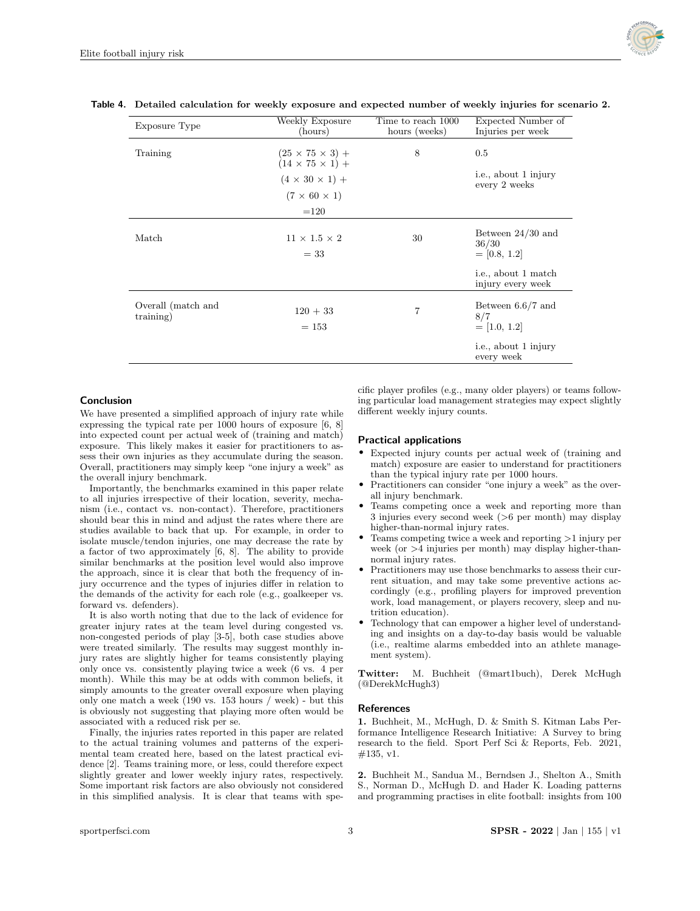**Table 4. Detailed calculation for weekly exposure and expected number of weekly injuries for scenario 2.**

| Exposure Type | Weekly Exposure (hours) | Time to reach 1000 hours (weeks) | Expected Number of Injuries per week |
|---|---|---|---|
| Training | $(25 \times 75 \times 3) +$ $(14 \times 75 \times 1) +$ $(4 \times 30 \times 1) +$ $(7 \times 60 \times 1)$ $=120$ | 8 | 0.5 i.e., about 1 injury every 2 weeks |
| Match | $11 \times 1.5 \times 2$ $= 33$ | 30 | Between 24/30 and 36/30 = [0.8, 1.2] i.e., about 1 match injury every week |
| Overall (match and training) | $120 + 33$ $= 153$ | 7 | Between 6.6/7 and 8/7 = [1.0, 1.2] i.e., about 1 injury every week |

## Conclusion

We have presented a simplified approach of injury rate while expressing the typical rate per 1000 hours of exposure [6, 8] into expected count per actual week of (training and match) exposure. This likely makes it easier for practitioners to assess their own injuries as they accumulate during the season. Overall, practitioners may simply keep "one injury a week" as the overall injury benchmark.

Importantly, the benchmarks examined in this paper relate to all injuries irrespective of their location, severity, mechanism (i.e., contact vs. non-contact). Therefore, practitioners should bear this in mind and adjust the rates where there are studies available to back that up. For example, in order to isolate muscle/tendon injuries, one may decrease the rate by a factor of two approximately [6, 8]. The ability to provide similar benchmarks at the position level would also improve the approach, since it is clear that both the frequency of injury occurrence and the types of injuries differ in relation to the demands of the activity for each role (e.g., goalkeeper vs. forward vs. defenders).

It is also worth noting that due to the lack of evidence for greater injury rates at the team level during congested vs. non-congested periods of play [3-5], both case studies above were treated similarly. The results may suggest monthly injury rates are slightly higher for teams consistently playing only once vs. consistently playing twice a week (6 vs. 4 per month). While this may be at odds with common beliefs, it simply amounts to the greater overall exposure when playing only one match a week (190 vs. 153 hours / week) - but this is obviously not suggesting that playing more often would be associated with a reduced risk per se.

Finally, the injuries rates reported in this paper are related to the actual training volumes and patterns of the experimental team created here, based on the latest practical evidence [2]. Teams training more, or less, could therefore expect slightly greater and lower weekly injury rates, respectively. Some important risk factors are also obviously not considered in this simplified analysis. It is clear that teams with specific player profiles (e.g., many older players) or teams following particular load management strategies may expect slightly different weekly injury counts.

## Practical applications

- Expected injury counts per actual week of (training and match) exposure are easier to understand for practitioners than the typical injury rate per 1000 hours.
- Practitioners can consider "one injury a week" as the overall injury benchmark.
- Teams competing once a week and reporting more than 3 injuries every second week (>6 per month) may display higher-than-normal injury rates.
- Teams competing twice a week and reporting >1 injury per week (or >4 injuries per month) may display higher-than-normal injury rates.
- Practitioners may use those benchmarks to assess their current situation, and may take some preventive actions accordingly (e.g., profiling players for improved prevention work, load management, or players recovery, sleep and nutrition education).
- Technology that can empower a higher level of understanding and insights on a day-to-day basis would be valuable (i.e., realtime alarms embedded into an athlete management system).

**Twitter:** M. Buchheit (@mart1buch), Derek McHugh (@DerekMcHugh3)

## References

**1.** Buchheit, M., McHugh, D. & Smith S. Kitman Labs Performance Intelligence Research Initiative: A Survey to bring research to the field. Sport Perf Sci & Reports, Feb. 2021, #135, v1.

**2.** Buchheit M., Sandua M., Berndsen J., Shelton A., Smith S., Norman D., McHugh D. and Hader K. Loading patterns and programming practises in elite football: insights from 100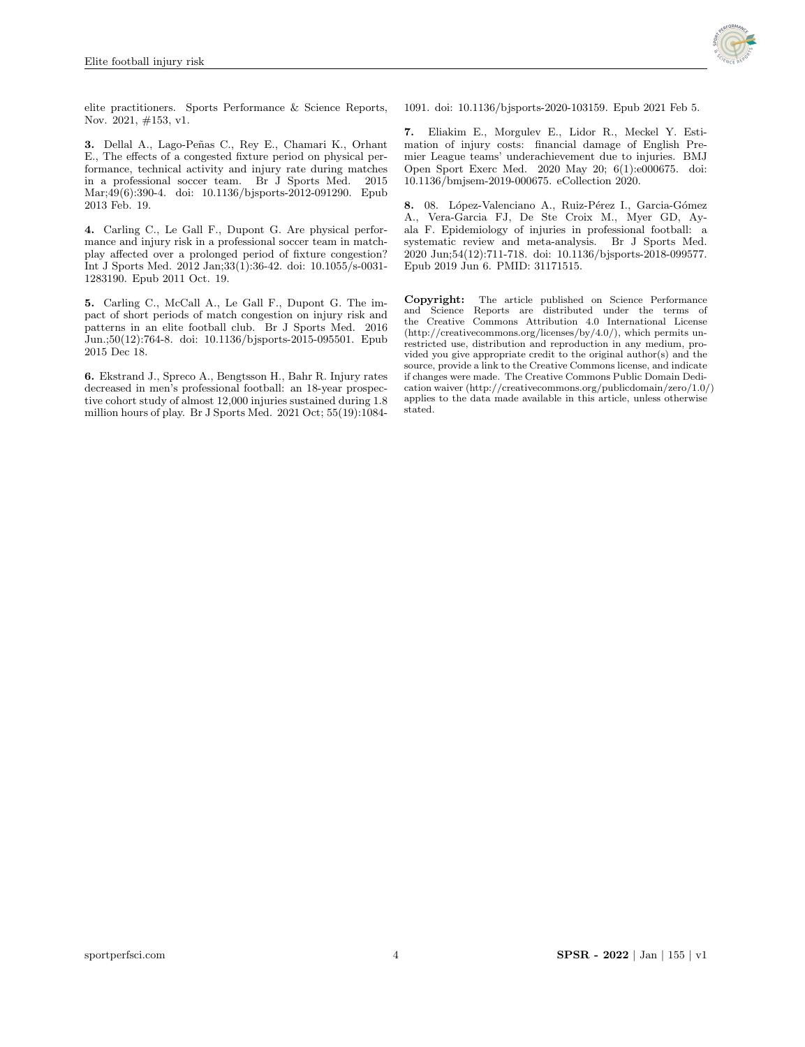elite practitioners. Sports Performance & Science Reports, Nov. 2021, #153, v1.

**3.** Dellal A., Lago-Peñas C., Rey E., Chamari K., Orhant E., The effects of a congested fixture period on physical performance, technical activity and injury rate during matches in a professional soccer team. Br J Sports Med. 2015 Mar;49(6):390-4. doi: 10.1136/bjsports-2012-091290. Epub 2013 Feb. 19.

**4.** Carling C., Le Gall F., Dupont G. Are physical performance and injury risk in a professional soccer team in match-play affected over a prolonged period of fixture congestion? Int J Sports Med. 2012 Jan;33(1):36-42. doi: 10.1055/s-0031-1283190. Epub 2011 Oct. 19.

**5.** Carling C., McCall A., Le Gall F., Dupont G. The impact of short periods of match congestion on injury risk and patterns in an elite football club. Br J Sports Med. 2016 Jun.;50(12):764-8. doi: 10.1136/bjsports-2015-095501. Epub 2015 Dec 18.

**6.** Ekstrand J., Spreco A., Bengtsson H., Bahr R. Injury rates decreased in men's professional football: an 18-year prospective cohort study of almost 12,000 injuries sustained during 1.8 million hours of play. Br J Sports Med. 2021 Oct; 55(19):1084-1091. doi: 10.1136/bjsports-2020-103159. Epub 2021 Feb 5.

**7.** Eliakim E., Morgulev E., Lidor R., Meckel Y. Estimation of injury costs: financial damage of English Premier League teams' underachievement due to injuries. BMJ Open Sport Exerc Med. 2020 May 20; 6(1):e000675. doi: 10.1136/bmjsem-2019-000675. eCollection 2020.

**8.** 08. López-Valenciano A., Ruiz-Pérez I., Garcia-Gómez A., Vera-Garcia FJ, De Ste Croix M., Myer GD, Ayala F. Epidemiology of injuries in professional football: a systematic review and meta-analysis. Br J Sports Med. 2020 Jun;54(12):711-718. doi: 10.1136/bjsports-2018-099577. Epub 2019 Jun 6. PMID: 31171515.

**Copyright:** The article published on Science Performance and Science Reports are distributed under the terms of the Creative Commons Attribution 4.0 International License (http://creativecommons.org/licenses/by/4.0/), which permits unrestricted use, distribution and reproduction in any medium, provided you give appropriate credit to the original author(s) and the source, provide a link to the Creative Commons license, and indicate if changes were made. The Creative Commons Public Domain Dedication waiver (http://creativecommons.org/publicdomain/zero/1.0/) applies to the data made available in this article, unless otherwise stated.